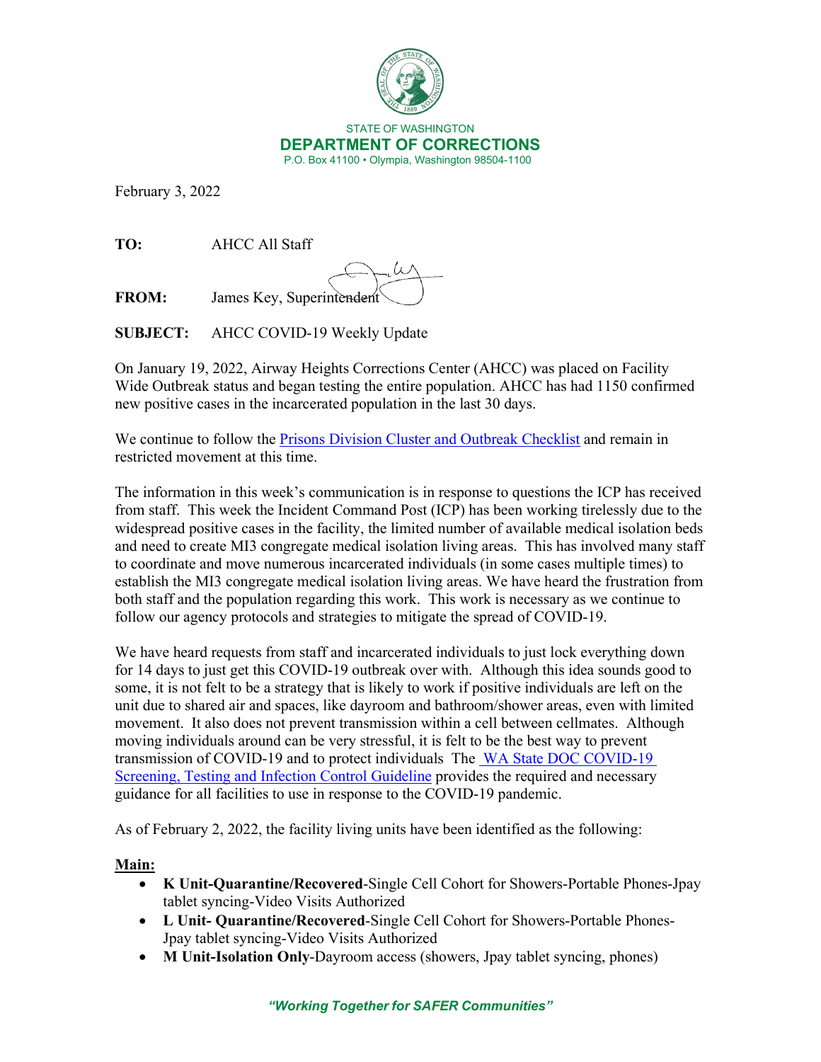STATE OF WASHINGTON
**DEPARTMENT OF CORRECTIONS**
P.O. Box 41100 • Olympia, Washington 98504-1100

February 3, 2022

**TO:** AHCC All Staff

**FROM:** James Key, Superintendent

**SUBJECT:** AHCC COVID-19 Weekly Update

On January 19, 2022, Airway Heights Corrections Center (AHCC) was placed on Facility Wide Outbreak status and began testing the entire population. AHCC has had 1150 confirmed new positive cases in the incarcerated population in the last 30 days.

We continue to follow the Prisons Division Cluster and Outbreak Checklist and remain in restricted movement at this time.

The information in this week's communication is in response to questions the ICP has received from staff. This week the Incident Command Post (ICP) has been working tirelessly due to the widespread positive cases in the facility, the limited number of available medical isolation beds and need to create MI3 congregate medical isolation living areas. This has involved many staff to coordinate and move numerous incarcerated individuals (in some cases multiple times) to establish the MI3 congregate medical isolation living areas. We have heard the frustration from both staff and the population regarding this work. This work is necessary as we continue to follow our agency protocols and strategies to mitigate the spread of COVID-19.

We have heard requests from staff and incarcerated individuals to just lock everything down for 14 days to just get this COVID-19 outbreak over with. Although this idea sounds good to some, it is not felt to be a strategy that is likely to work if positive individuals are left on the unit due to shared air and spaces, like dayroom and bathroom/shower areas, even with limited movement. It also does not prevent transmission within a cell between cellmates. Although moving individuals around can be very stressful, it is felt to be the best way to prevent transmission of COVID-19 and to protect individuals The WA State DOC COVID-19 Screening, Testing and Infection Control Guideline provides the required and necessary guidance for all facilities to use in response to the COVID-19 pandemic.

As of February 2, 2022, the facility living units have been identified as the following:

**Main:**

- **K Unit-Quarantine/Recovered**-Single Cell Cohort for Showers-Portable Phones-Jpay tablet syncing-Video Visits Authorized
- **L Unit- Quarantine/Recovered**-Single Cell Cohort for Showers-Portable Phones-Jpay tablet syncing-Video Visits Authorized
- **M Unit-Isolation Only**-Dayroom access (showers, Jpay tablet syncing, phones)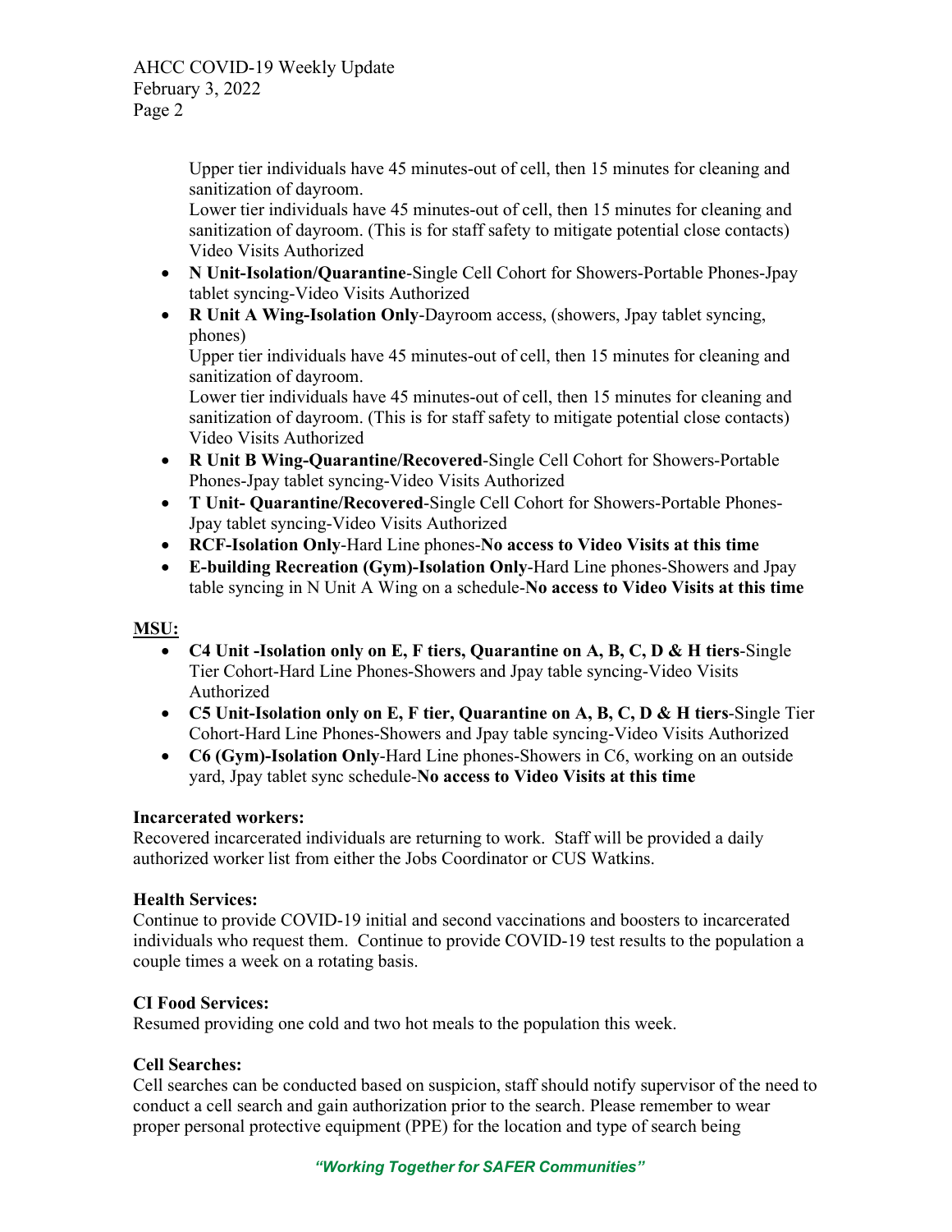Upper tier individuals have 45 minutes-out of cell, then 15 minutes for cleaning and sanitization of dayroom.
Lower tier individuals have 45 minutes-out of cell, then 15 minutes for cleaning and sanitization of dayroom. (This is for staff safety to mitigate potential close contacts)
Video Visits Authorized

- **N Unit-Isolation/Quarantine**-Single Cell Cohort for Showers-Portable Phones-Jpay tablet syncing-Video Visits Authorized
- **R Unit A Wing-Isolation Only**-Dayroom access, (showers, Jpay tablet syncing, phones)
  Upper tier individuals have 45 minutes-out of cell, then 15 minutes for cleaning and sanitization of dayroom.
  Lower tier individuals have 45 minutes-out of cell, then 15 minutes for cleaning and sanitization of dayroom. (This is for staff safety to mitigate potential close contacts)
  Video Visits Authorized
- **R Unit B Wing-Quarantine/Recovered**-Single Cell Cohort for Showers-Portable Phones-Jpay tablet syncing-Video Visits Authorized
- **T Unit- Quarantine/Recovered**-Single Cell Cohort for Showers-Portable Phones-Jpay tablet syncing-Video Visits Authorized
- **RCF-Isolation Only**-Hard Line phones-**No access to Video Visits at this time**
- **E-building Recreation (Gym)-Isolation Only**-Hard Line phones-Showers and Jpay table syncing in N Unit A Wing on a schedule-**No access to Video Visits at this time**

**MSU:**

- **C4 Unit -Isolation only on E, F tiers, Quarantine on A, B, C, D & H tiers**-Single Tier Cohort-Hard Line Phones-Showers and Jpay table syncing-Video Visits Authorized
- **C5 Unit-Isolation only on E, F tier, Quarantine on A, B, C, D & H tiers**-Single Tier Cohort-Hard Line Phones-Showers and Jpay table syncing-Video Visits Authorized
- **C6 (Gym)-Isolation Only**-Hard Line phones-Showers in C6, working on an outside yard, Jpay tablet sync schedule-**No access to Video Visits at this time**

**Incarcerated workers:**
Recovered incarcerated individuals are returning to work. Staff will be provided a daily authorized worker list from either the Jobs Coordinator or CUS Watkins.

**Health Services:**
Continue to provide COVID-19 initial and second vaccinations and boosters to incarcerated individuals who request them. Continue to provide COVID-19 test results to the population a couple times a week on a rotating basis.

**CI Food Services:**
Resumed providing one cold and two hot meals to the population this week.

**Cell Searches:**
Cell searches can be conducted based on suspicion, staff should notify supervisor of the need to conduct a cell search and gain authorization prior to the search. Please remember to wear proper personal protective equipment (PPE) for the location and type of search being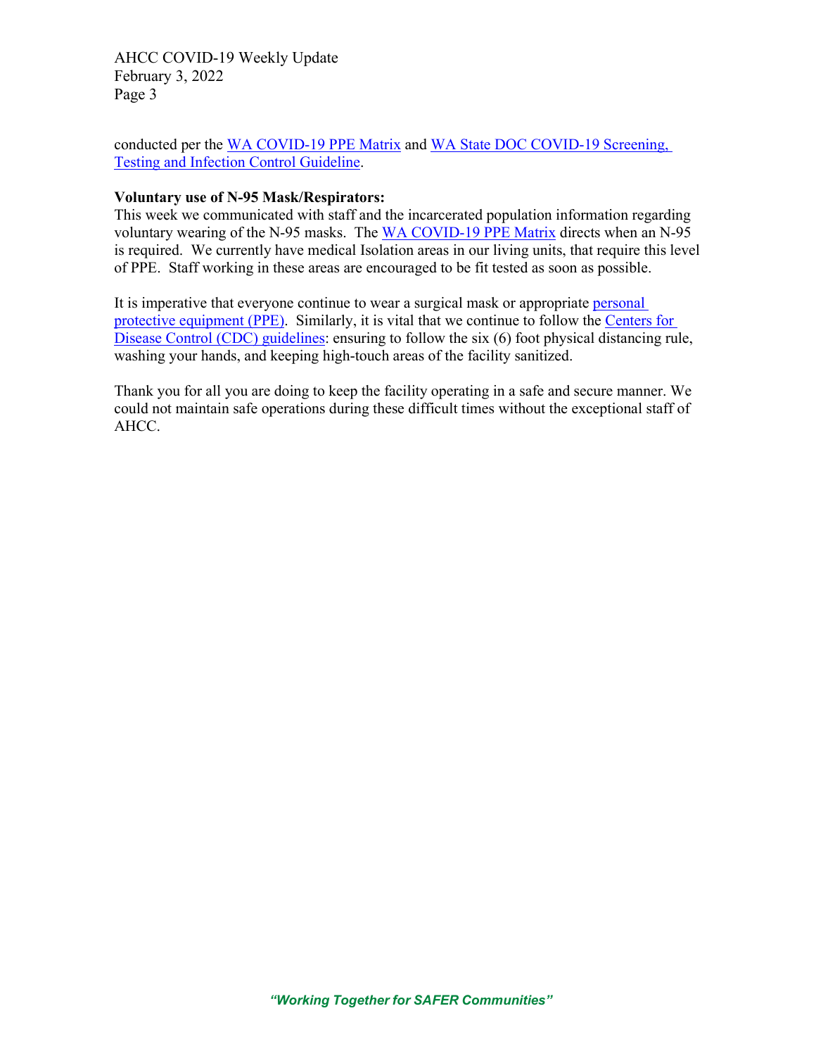conducted per the WA COVID-19 PPE Matrix and WA State DOC COVID-19 Screening, Testing and Infection Control Guideline.

**Voluntary use of N-95 Mask/Respirators:**
This week we communicated with staff and the incarcerated population information regarding voluntary wearing of the N-95 masks. The WA COVID-19 PPE Matrix directs when an N-95 is required. We currently have medical Isolation areas in our living units, that require this level of PPE. Staff working in these areas are encouraged to be fit tested as soon as possible.

It is imperative that everyone continue to wear a surgical mask or appropriate personal protective equipment (PPE). Similarly, it is vital that we continue to follow the Centers for Disease Control (CDC) guidelines: ensuring to follow the six (6) foot physical distancing rule, washing your hands, and keeping high-touch areas of the facility sanitized.

Thank you for all you are doing to keep the facility operating in a safe and secure manner. We could not maintain safe operations during these difficult times without the exceptional staff of AHCC.